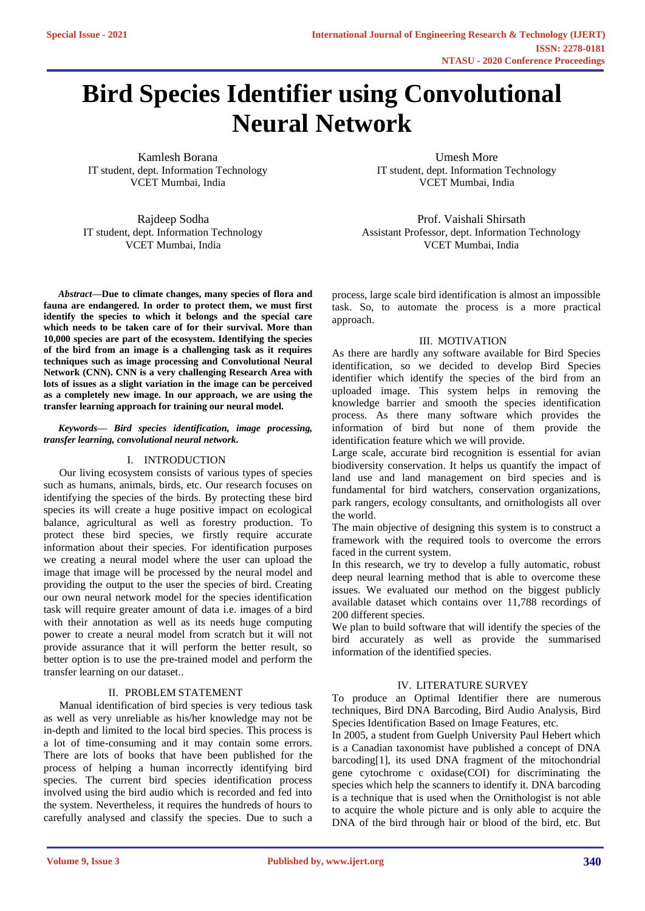# Bird Species Identifier using Convolutional Neural Network

Kamlesh Borana
IT student, dept. Information Technology
VCET Mumbai, India

Umesh More
IT student, dept. Information Technology
VCET Mumbai, India

Rajdeep Sodha
IT student, dept. Information Technology
VCET Mumbai, India

Prof. Vaishali Shirsath
Assistant Professor, dept. Information Technology
VCET Mumbai, India

***Abstract*—Due to climate changes, many species of flora and fauna are endangered. In order to protect them, we must first identify the species to which it belongs and the special care which needs to be taken care of for their survival. More than 10,000 species are part of the ecosystem. Identifying the species of the bird from an image is a challenging task as it requires techniques such as image processing and Convolutional Neural Network (CNN). CNN is a very challenging Research Area with lots of issues as a slight variation in the image can be perceived as a completely new image. In our approach, we are using the transfer learning approach for training our neural model.**

***Keywords*— *Bird species identification, image processing, transfer learning, convolutional neural network.***

## I. INTRODUCTION

Our living ecosystem consists of various types of species such as humans, animals, birds, etc. Our research focuses on identifying the species of the birds. By protecting these bird species its will create a huge positive impact on ecological balance, agricultural as well as forestry production. To protect these bird species, we firstly require accurate information about their species. For identification purposes we creating a neural model where the user can upload the image that image will be processed by the neural model and providing the output to the user the species of bird. Creating our own neural network model for the species identification task will require greater amount of data i.e. images of a bird with their annotation as well as its needs huge computing power to create a neural model from scratch but it will not provide assurance that it will perform the better result, so better option is to use the pre-trained model and perform the transfer learning on our dataset..

## II. PROBLEM STATEMENT

Manual identification of bird species is very tedious task as well as very unreliable as his/her knowledge may not be in-depth and limited to the local bird species. This process is a lot of time-consuming and it may contain some errors. There are lots of books that have been published for the process of helping a human incorrectly identifying bird species. The current bird species identification process involved using the bird audio which is recorded and fed into the system. Nevertheless, it requires the hundreds of hours to carefully analysed and classify the species. Due to such a process, large scale bird identification is almost an impossible task. So, to automate the process is a more practical approach.

## III. MOTIVATION

As there are hardly any software available for Bird Species identification, so we decided to develop Bird Species identifier which identify the species of the bird from an uploaded image. This system helps in removing the knowledge barrier and smooth the species identification process. As there many software which provides the information of bird but none of them provide the identification feature which we will provide.

Large scale, accurate bird recognition is essential for avian biodiversity conservation. It helps us quantify the impact of land use and land management on bird species and is fundamental for bird watchers, conservation organizations, park rangers, ecology consultants, and ornithologists all over the world.

The main objective of designing this system is to construct a framework with the required tools to overcome the errors faced in the current system.

In this research, we try to develop a fully automatic, robust deep neural learning method that is able to overcome these issues. We evaluated our method on the biggest publicly available dataset which contains over 11,788 recordings of 200 different species.

We plan to build software that will identify the species of the bird accurately as well as provide the summarised information of the identified species.

## IV. LITERATURE SURVEY

To produce an Optimal Identifier there are numerous techniques, Bird DNA Barcoding, Bird Audio Analysis, Bird Species Identification Based on Image Features, etc.

In 2005, a student from Guelph University Paul Hebert which is a Canadian taxonomist have published a concept of DNA barcoding[1], its used DNA fragment of the mitochondrial gene cytochrome c oxidase(COI) for discriminating the species which help the scanners to identify it. DNA barcoding is a technique that is used when the Ornithologist is not able to acquire the whole picture and is only able to acquire the DNA of the bird through hair or blood of the bird, etc. But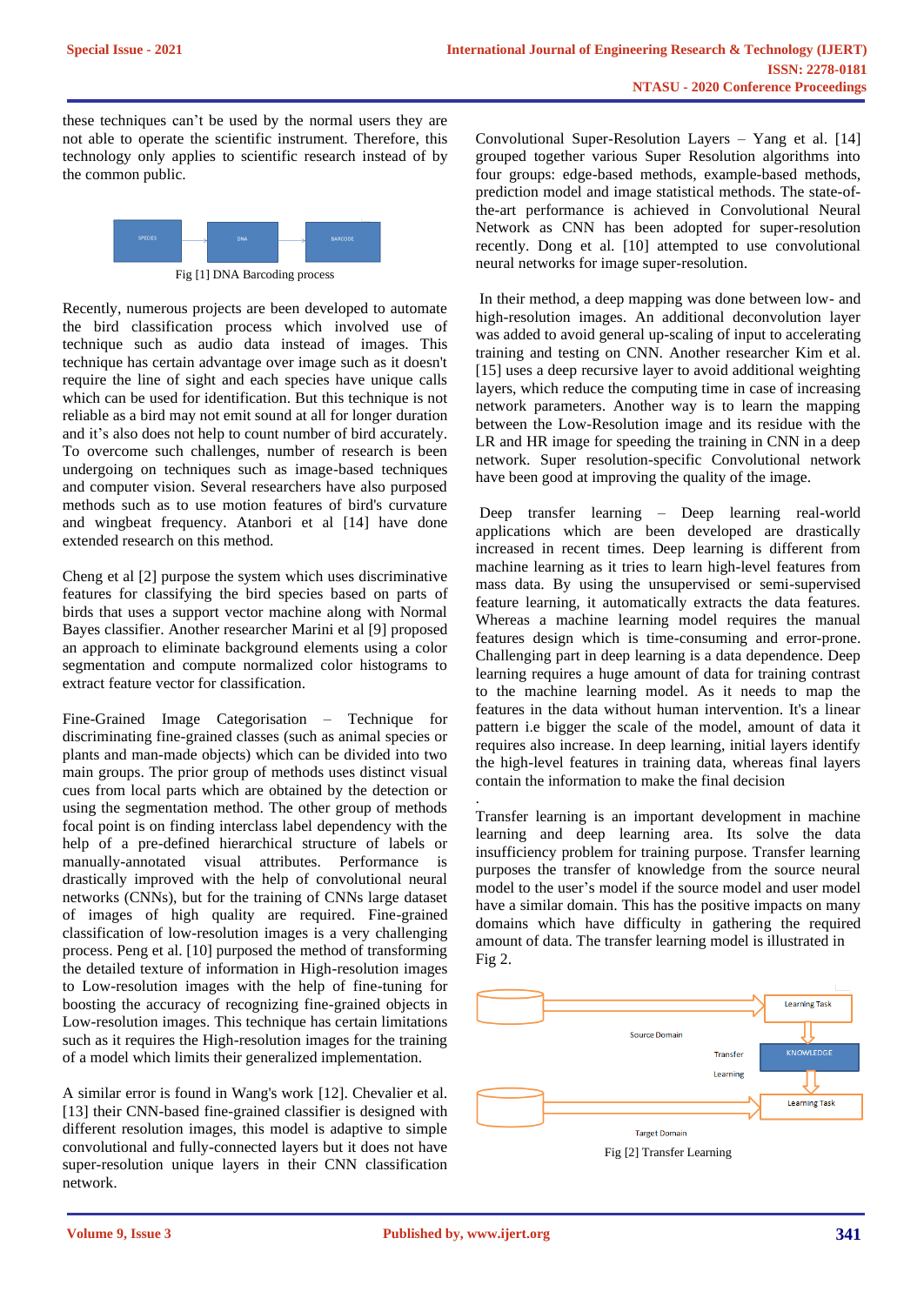these techniques can't be used by the normal users they are not able to operate the scientific instrument. Therefore, this technology only applies to scientific research instead of by the common public.

SPECIES → DNA → BARCODE

Fig [1] DNA Barcoding process

Recently, numerous projects are been developed to automate the bird classification process which involved use of technique such as audio data instead of images. This technique has certain advantage over image such as it doesn't require the line of sight and each species have unique calls which can be used for identification. But this technique is not reliable as a bird may not emit sound at all for longer duration and it's also does not help to count number of bird accurately. To overcome such challenges, number of research is been undergoing on techniques such as image-based techniques and computer vision. Several researchers have also purposed methods such as to use motion features of bird's curvature and wingbeat frequency. Atanbori et al [14] have done extended research on this method.

Cheng et al [2] purpose the system which uses discriminative features for classifying the bird species based on parts of birds that uses a support vector machine along with Normal Bayes classifier. Another researcher Marini et al [9] proposed an approach to eliminate background elements using a color segmentation and compute normalized color histograms to extract feature vector for classification.

Fine-Grained Image Categorisation – Technique for discriminating fine-grained classes (such as animal species or plants and man-made objects) which can be divided into two main groups. The prior group of methods uses distinct visual cues from local parts which are obtained by the detection or using the segmentation method. The other group of methods focal point is on finding interclass label dependency with the help of a pre-defined hierarchical structure of labels or manually-annotated visual attributes. Performance is drastically improved with the help of convolutional neural networks (CNNs), but for the training of CNNs large dataset of images of high quality are required. Fine-grained classification of low-resolution images is a very challenging process. Peng et al. [10] purposed the method of transforming the detailed texture of information in High-resolution images to Low-resolution images with the help of fine-tuning for boosting the accuracy of recognizing fine-grained objects in Low-resolution images. This technique has certain limitations such as it requires the High-resolution images for the training of a model which limits their generalized implementation.

A similar error is found in Wang's work [12]. Chevalier et al. [13] their CNN-based fine-grained classifier is designed with different resolution images, this model is adaptive to simple convolutional and fully-connected layers but it does not have super-resolution unique layers in their CNN classification network.

Convolutional Super-Resolution Layers – Yang et al. [14] grouped together various Super Resolution algorithms into four groups: edge-based methods, example-based methods, prediction model and image statistical methods. The state-of-the-art performance is achieved in Convolutional Neural Network as CNN has been adopted for super-resolution recently. Dong et al. [10] attempted to use convolutional neural networks for image super-resolution.

In their method, a deep mapping was done between low- and high-resolution images. An additional deconvolution layer was added to avoid general up-scaling of input to accelerating training and testing on CNN. Another researcher Kim et al. [15] uses a deep recursive layer to avoid additional weighting layers, which reduce the computing time in case of increasing network parameters. Another way is to learn the mapping between the Low-Resolution image and its residue with the LR and HR image for speeding the training in CNN in a deep network. Super resolution-specific Convolutional network have been good at improving the quality of the image.

Deep transfer learning – Deep learning real-world applications which are been developed are drastically increased in recent times. Deep learning is different from machine learning as it tries to learn high-level features from mass data. By using the unsupervised or semi-supervised feature learning, it automatically extracts the data features. Whereas a machine learning model requires the manual features design which is time-consuming and error-prone. Challenging part in deep learning is a data dependence. Deep learning requires a huge amount of data for training contrast to the machine learning model. As it needs to map the features in the data without human intervention. It's a linear pattern i.e bigger the scale of the model, amount of data it requires also increase. In deep learning, initial layers identify the high-level features in training data, whereas final layers contain the information to make the final decision

.

Transfer learning is an important development in machine learning and deep learning area. Its solve the data insufficiency problem for training purpose. Transfer learning purposes the transfer of knowledge from the source neural model to the user's model if the source model and user model have a similar domain. This has the positive impacts on many domains which have difficulty in gathering the required amount of data. The transfer learning model is illustrated in Fig 2.

Source Domain → Learning Task → KNOWLEDGE (Transfer Learning) → Learning Task ← Target Domain

Fig [2] Transfer Learning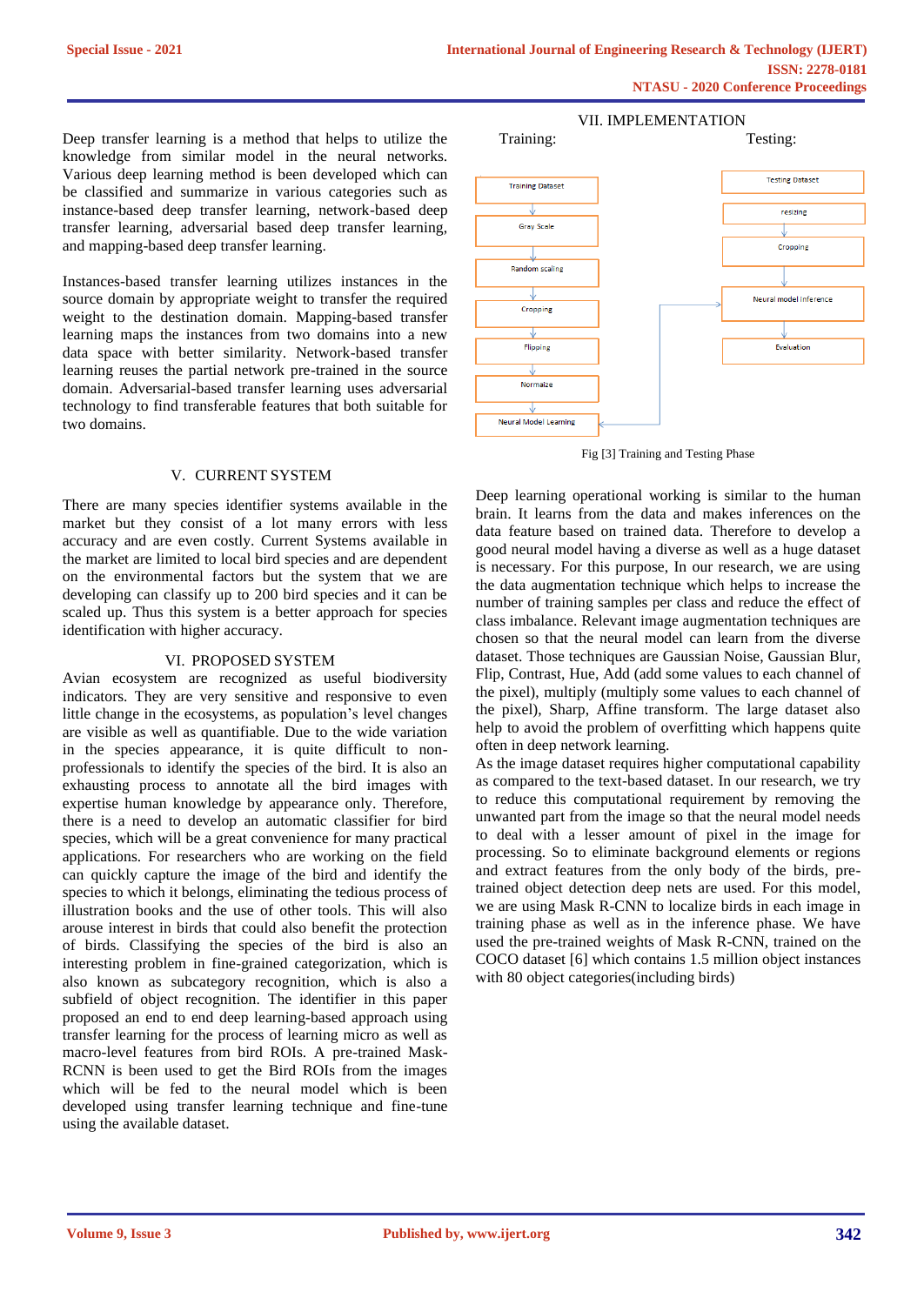Deep transfer learning is a method that helps to utilize the knowledge from similar model in the neural networks. Various deep learning method is been developed which can be classified and summarize in various categories such as instance-based deep transfer learning, network-based deep transfer learning, adversarial based deep transfer learning, and mapping-based deep transfer learning.

Instances-based transfer learning utilizes instances in the source domain by appropriate weight to transfer the required weight to the destination domain. Mapping-based transfer learning maps the instances from two domains into a new data space with better similarity. Network-based transfer learning reuses the partial network pre-trained in the source domain. Adversarial-based transfer learning uses adversarial technology to find transferable features that both suitable for two domains.

## V. CURRENT SYSTEM

There are many species identifier systems available in the market but they consist of a lot many errors with less accuracy and are even costly. Current Systems available in the market are limited to local bird species and are dependent on the environmental factors but the system that we are developing can classify up to 200 bird species and it can be scaled up. Thus this system is a better approach for species identification with higher accuracy.

## VI. PROPOSED SYSTEM

Avian ecosystem are recognized as useful biodiversity indicators. They are very sensitive and responsive to even little change in the ecosystems, as population's level changes are visible as well as quantifiable. Due to the wide variation in the species appearance, it is quite difficult to non-professionals to identify the species of the bird. It is also an exhausting process to annotate all the bird images with expertise human knowledge by appearance only. Therefore, there is a need to develop an automatic classifier for bird species, which will be a great convenience for many practical applications. For researchers who are working on the field can quickly capture the image of the bird and identify the species to which it belongs, eliminating the tedious process of illustration books and the use of other tools. This will also arouse interest in birds that could also benefit the protection of birds. Classifying the species of the bird is also an interesting problem in fine-grained categorization, which is also known as subcategory recognition, which is also a subfield of object recognition. The identifier in this paper proposed an end to end deep learning-based approach using transfer learning for the process of learning micro as well as macro-level features from bird ROIs. A pre-trained Mask-RCNN is been used to get the Bird ROIs from the images which will be fed to the neural model which is been developed using transfer learning technique and fine-tune using the available dataset.

## VII. IMPLEMENTATION

Training:

Training Dataset → Gray Scale → Random scaling → Cropping → Flipping → Normalize → Neural Model Learning

Testing:

Testing Dataset → resizing → Cropping → Neural model Inference → Evaluation

Fig [3] Training and Testing Phase

Deep learning operational working is similar to the human brain. It learns from the data and makes inferences on the data feature based on trained data. Therefore to develop a good neural model having a diverse as well as a huge dataset is necessary. For this purpose, In our research, we are using the data augmentation technique which helps to increase the number of training samples per class and reduce the effect of class imbalance. Relevant image augmentation techniques are chosen so that the neural model can learn from the diverse dataset. Those techniques are Gaussian Noise, Gaussian Blur, Flip, Contrast, Hue, Add (add some values to each channel of the pixel), multiply (multiply some values to each channel of the pixel), Sharp, Affine transform. The large dataset also help to avoid the problem of overfitting which happens quite often in deep network learning.

As the image dataset requires higher computational capability as compared to the text-based dataset. In our research, we try to reduce this computational requirement by removing the unwanted part from the image so that the neural model needs to deal with a lesser amount of pixel in the image for processing. So to eliminate background elements or regions and extract features from the only body of the birds, pre-trained object detection deep nets are used. For this model, we are using Mask R-CNN to localize birds in each image in training phase as well as in the inference phase. We have used the pre-trained weights of Mask R-CNN, trained on the COCO dataset [6] which contains 1.5 million object instances with 80 object categories(including birds)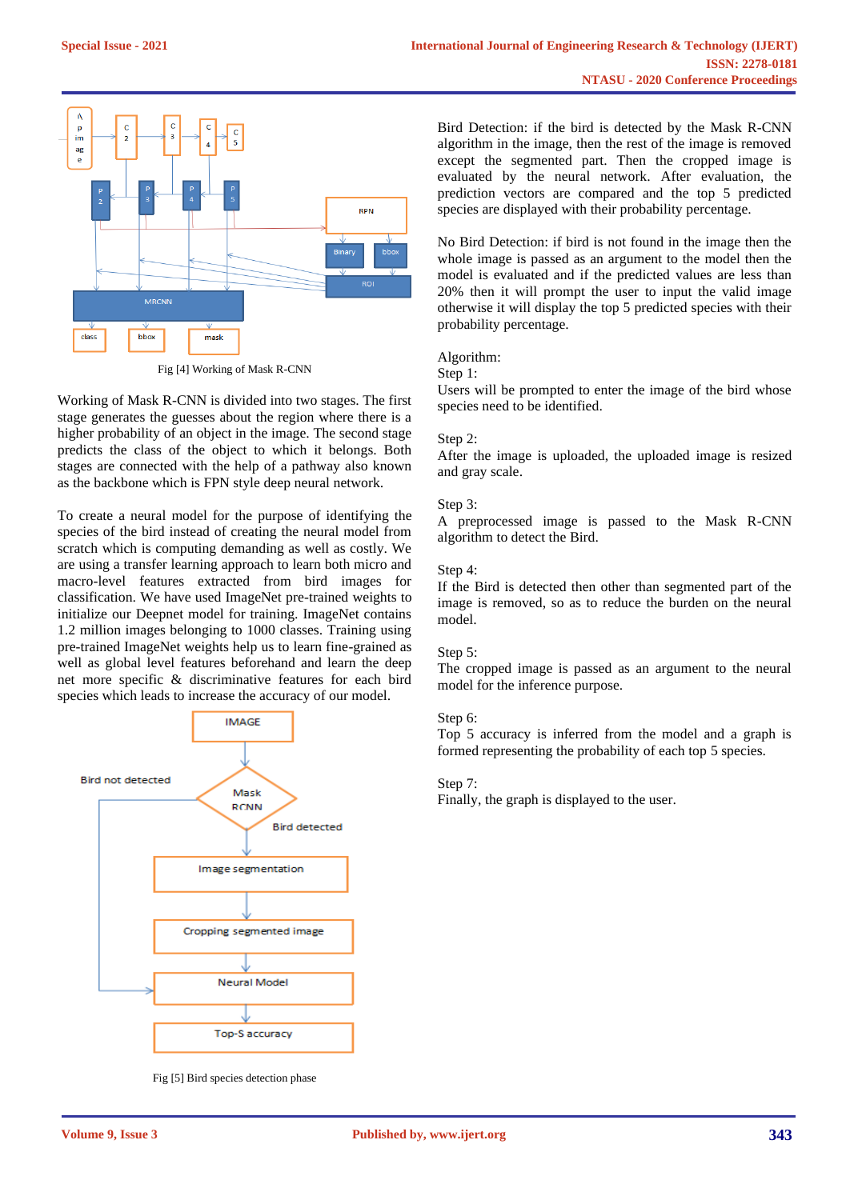Fig [4] Working of Mask R-CNN

Working of Mask R-CNN is divided into two stages. The first stage generates the guesses about the region where there is a higher probability of an object in the image. The second stage predicts the class of the object to which it belongs. Both stages are connected with the help of a pathway also known as the backbone which is FPN style deep neural network.

To create a neural model for the purpose of identifying the species of the bird instead of creating the neural model from scratch which is computing demanding as well as costly. We are using a transfer learning approach to learn both micro and macro-level features extracted from bird images for classification. We have used ImageNet pre-trained weights to initialize our Deepnet model for training. ImageNet contains 1.2 million images belonging to 1000 classes. Training using pre-trained ImageNet weights help us to learn fine-grained as well as global level features beforehand and learn the deep net more specific & discriminative features for each bird species which leads to increase the accuracy of our model.

Fig [5] Bird species detection phase

Bird Detection: if the bird is detected by the Mask R-CNN algorithm in the image, then the rest of the image is removed except the segmented part. Then the cropped image is evaluated by the neural network. After evaluation, the prediction vectors are compared and the top 5 predicted species are displayed with their probability percentage.

No Bird Detection: if bird is not found in the image then the whole image is passed as an argument to the model then the model is evaluated and if the predicted values are less than 20% then it will prompt the user to input the valid image otherwise it will display the top 5 predicted species with their probability percentage.

Algorithm:

Step 1:
Users will be prompted to enter the image of the bird whose species need to be identified.

Step 2:
After the image is uploaded, the uploaded image is resized and gray scale.

Step 3:
A preprocessed image is passed to the Mask R-CNN algorithm to detect the Bird.

Step 4:
If the Bird is detected then other than segmented part of the image is removed, so as to reduce the burden on the neural model.

Step 5:
The cropped image is passed as an argument to the neural model for the inference purpose.

Step 6:
Top 5 accuracy is inferred from the model and a graph is formed representing the probability of each top 5 species.

Step 7:
Finally, the graph is displayed to the user.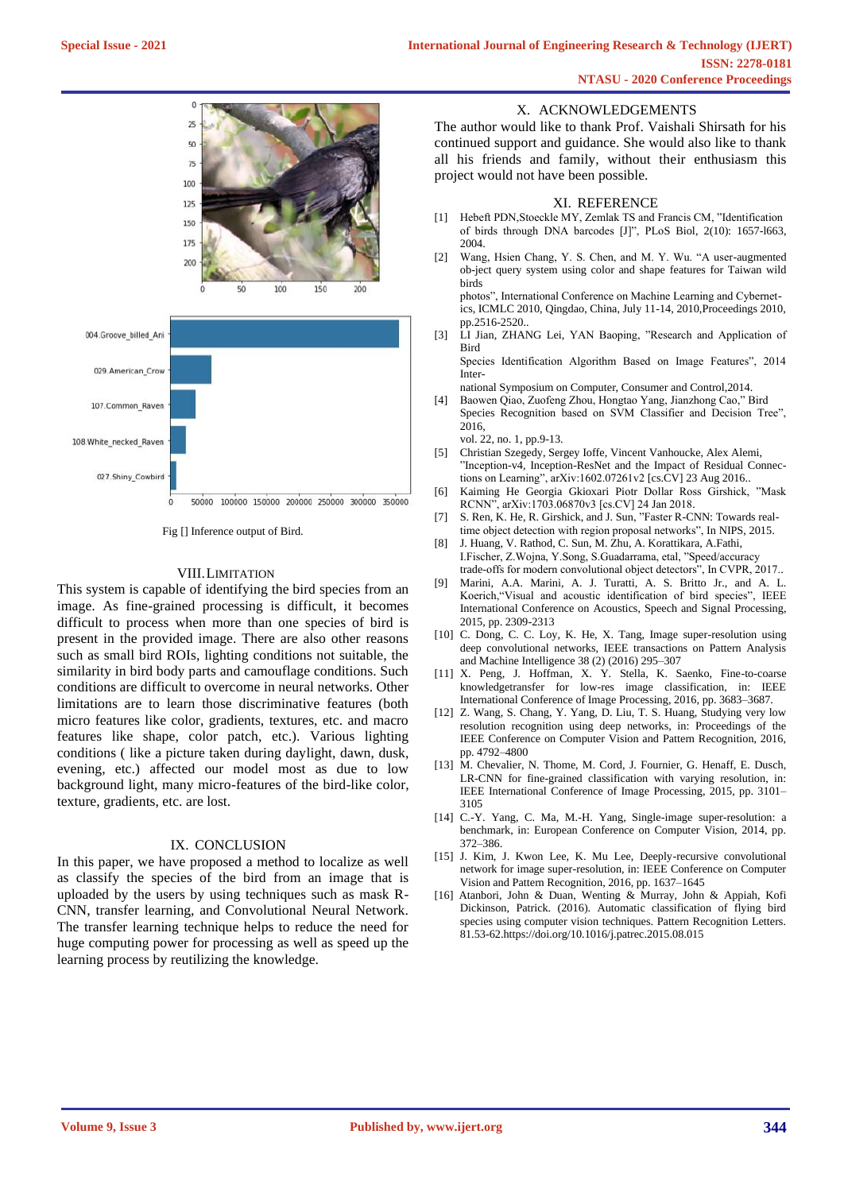0
25
50
75
100
125
150
175
200
0 50 100 150 200

004.Groove_billed_Ani
029.American_Crow
107.Common_Raven
108.White_necked_Raven
027.Shiny_Cowbird
0 50000 100000 150000 200000 250000 300000 350000

Fig [] Inference output of Bird.

## VIII. LIMITATION

This system is capable of identifying the bird species from an image. As fine-grained processing is difficult, it becomes difficult to process when more than one species of bird is present in the provided image. There are also other reasons such as small bird ROIs, lighting conditions not suitable, the similarity in bird body parts and camouflage conditions. Such conditions are difficult to overcome in neural networks. Other limitations are to learn those discriminative features (both micro features like color, gradients, textures, etc. and macro features like shape, color patch, etc.). Various lighting conditions ( like a picture taken during daylight, dawn, dusk, evening, etc.) affected our model most as due to low background light, many micro-features of the bird-like color, texture, gradients, etc. are lost.

## IX. CONCLUSION

In this paper, we have proposed a method to localize as well as classify the species of the bird from an image that is uploaded by the users by using techniques such as mask R-CNN, transfer learning, and Convolutional Neural Network. The transfer learning technique helps to reduce the need for huge computing power for processing as well as speed up the learning process by reutilizing the knowledge.

## X. ACKNOWLEDGEMENTS

The author would like to thank Prof. Vaishali Shirsath for his continued support and guidance. She would also like to thank all his friends and family, without their enthusiasm this project would not have been possible.

## XI. REFERENCE

[1] Hebeft PDN,Stoeckle MY, Zemlak TS and Francis CM, "Identification of birds through DNA barcodes [J]", PLoS Biol, 2(10): 1657-l663, 2004.

[2] Wang, Hsien Chang, Y. S. Chen, and M. Y. Wu. "A user-augmented ob-ject query system using color and shape features for Taiwan wild birds photos", International Conference on Machine Learning and Cybernet-ics, ICMLC 2010, Qingdao, China, July 11-14, 2010,Proceedings 2010, pp.2516-2520..

[3] LI Jian, ZHANG Lei, YAN Baoping, "Research and Application of Bird Species Identification Algorithm Based on Image Features", 2014 Inter-national Symposium on Computer, Consumer and Control,2014.

[4] Baowen Qiao, Zuofeng Zhou, Hongtao Yang, Jianzhong Cao," Bird Species Recognition based on SVM Classifier and Decision Tree", 2016, vol. 22, no. 1, pp.9-13.

[5] Christian Szegedy, Sergey Ioffe, Vincent Vanhoucke, Alex Alemi, "Inception-v4, Inception-ResNet and the Impact of Residual Connec-tions on Learning", arXiv:1602.07261v2 [cs.CV] 23 Aug 2016..

[6] Kaiming He Georgia Gkioxari Piotr Dollar Ross Girshick, "Mask RCNN", arXiv:1703.06870v3 [cs.CV] 24 Jan 2018.

[7] S. Ren, K. He, R. Girshick, and J. Sun, "Faster R-CNN: Towards real-time object detection with region proposal networks", In NIPS, 2015.

[8] J. Huang, V. Rathod, C. Sun, M. Zhu, A. Korattikara, A.Fathi, I.Fischer, Z.Wojna, Y.Song, S.Guadarrama, etal, "Speed/accuracy trade-offs for modern convolutional object detectors", In CVPR, 2017..

[9] Marini, A.A. Marini, A. J. Turatti, A. S. Britto Jr., and A. L. Koerich,"Visual and acoustic identification of bird species", IEEE International Conference on Acoustics, Speech and Signal Processing, 2015, pp. 2309-2313

[10] C. Dong, C. C. Loy, K. He, X. Tang, Image super-resolution using deep convolutional networks, IEEE transactions on Pattern Analysis and Machine Intelligence 38 (2) (2016) 295–307

[11] X. Peng, J. Hoffman, X. Y. Stella, K. Saenko, Fine-to-coarse knowledgetransfer for low-res image classification, in: IEEE International Conference of Image Processing, 2016, pp. 3683–3687.

[12] Z. Wang, S. Chang, Y. Yang, D. Liu, T. S. Huang, Studying very low resolution recognition using deep networks, in: Proceedings of the IEEE Conference on Computer Vision and Pattern Recognition, 2016, pp. 4792–4800

[13] M. Chevalier, N. Thome, M. Cord, J. Fournier, G. Henaff, E. Dusch, LR-CNN for fine-grained classification with varying resolution, in: IEEE International Conference of Image Processing, 2015, pp. 3101–3105

[14] C.-Y. Yang, C. Ma, M.-H. Yang, Single-image super-resolution: a benchmark, in: European Conference on Computer Vision, 2014, pp. 372–386.

[15] J. Kim, J. Kwon Lee, K. Mu Lee, Deeply-recursive convolutional network for image super-resolution, in: IEEE Conference on Computer Vision and Pattern Recognition, 2016, pp. 1637–1645

[16] Atanbori, John & Duan, Wenting & Murray, John & Appiah, Kofi Dickinson, Patrick. (2016). Automatic classification of flying bird species using computer vision techniques. Pattern Recognition Letters. 81.53-62.https://doi.org/10.1016/j.patrec.2015.08.015